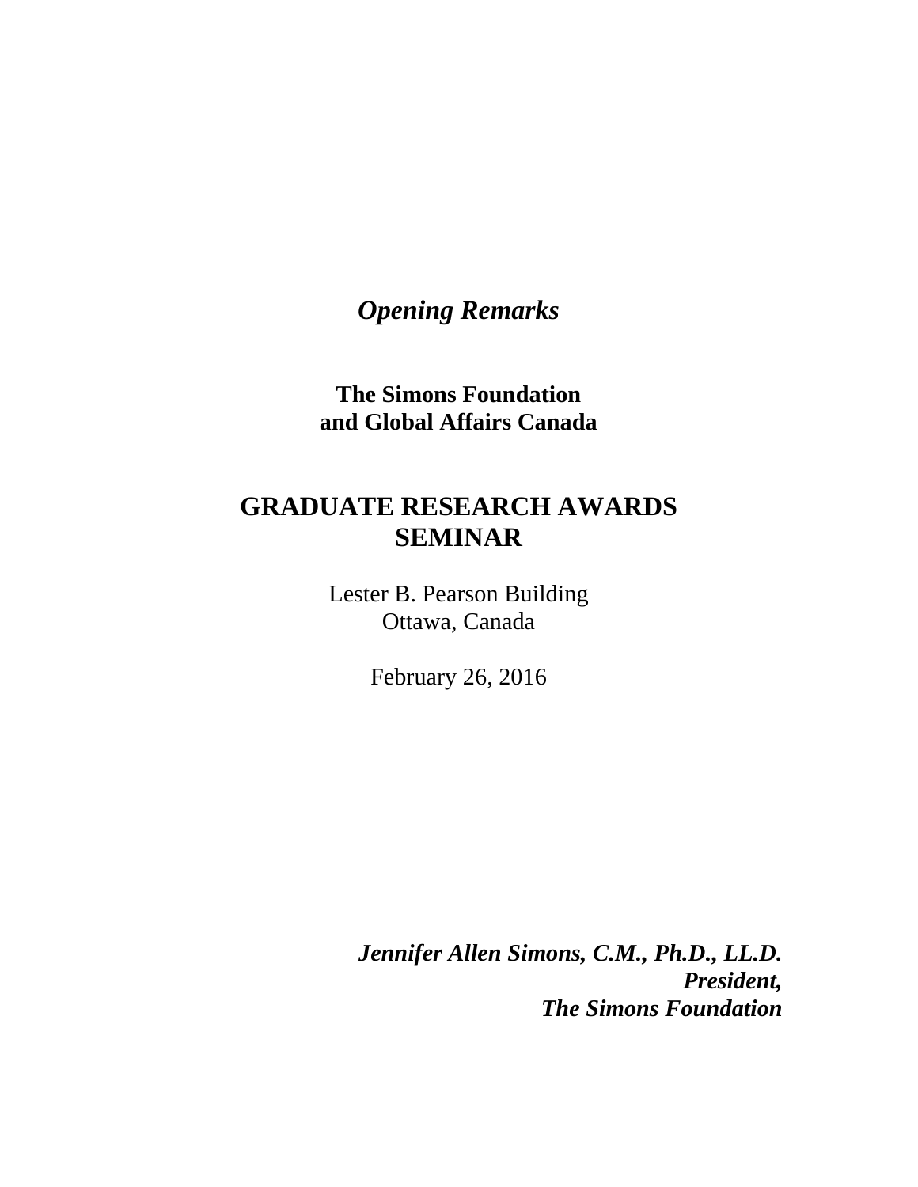*Opening Remarks*

**The Simons Foundation**
**and Global Affairs Canada**

# GRADUATE RESEARCH AWARDS SEMINAR

Lester B. Pearson Building
Ottawa, Canada

February 26, 2016

***Jennifer Allen Simons, C.M., Ph.D., LL.D.***
***President,***
***The Simons Foundation***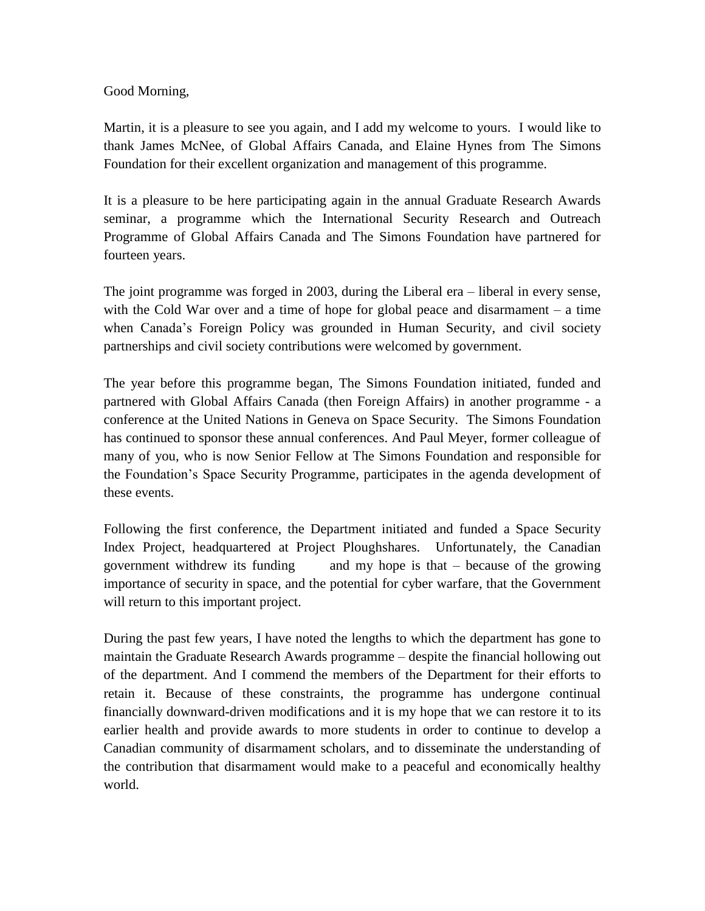Good Morning,

Martin, it is a pleasure to see you again, and I add my welcome to yours. I would like to thank James McNee, of Global Affairs Canada, and Elaine Hynes from The Simons Foundation for their excellent organization and management of this programme.

It is a pleasure to be here participating again in the annual Graduate Research Awards seminar, a programme which the International Security Research and Outreach Programme of Global Affairs Canada and The Simons Foundation have partnered for fourteen years.

The joint programme was forged in 2003, during the Liberal era – liberal in every sense, with the Cold War over and a time of hope for global peace and disarmament – a time when Canada's Foreign Policy was grounded in Human Security, and civil society partnerships and civil society contributions were welcomed by government.

The year before this programme began, The Simons Foundation initiated, funded and partnered with Global Affairs Canada (then Foreign Affairs) in another programme - a conference at the United Nations in Geneva on Space Security. The Simons Foundation has continued to sponsor these annual conferences. And Paul Meyer, former colleague of many of you, who is now Senior Fellow at The Simons Foundation and responsible for the Foundation's Space Security Programme, participates in the agenda development of these events.

Following the first conference, the Department initiated and funded a Space Security Index Project, headquartered at Project Ploughshares. Unfortunately, the Canadian government withdrew its funding and my hope is that – because of the growing importance of security in space, and the potential for cyber warfare, that the Government will return to this important project.

During the past few years, I have noted the lengths to which the department has gone to maintain the Graduate Research Awards programme – despite the financial hollowing out of the department. And I commend the members of the Department for their efforts to retain it. Because of these constraints, the programme has undergone continual financially downward-driven modifications and it is my hope that we can restore it to its earlier health and provide awards to more students in order to continue to develop a Canadian community of disarmament scholars, and to disseminate the understanding of the contribution that disarmament would make to a peaceful and economically healthy world.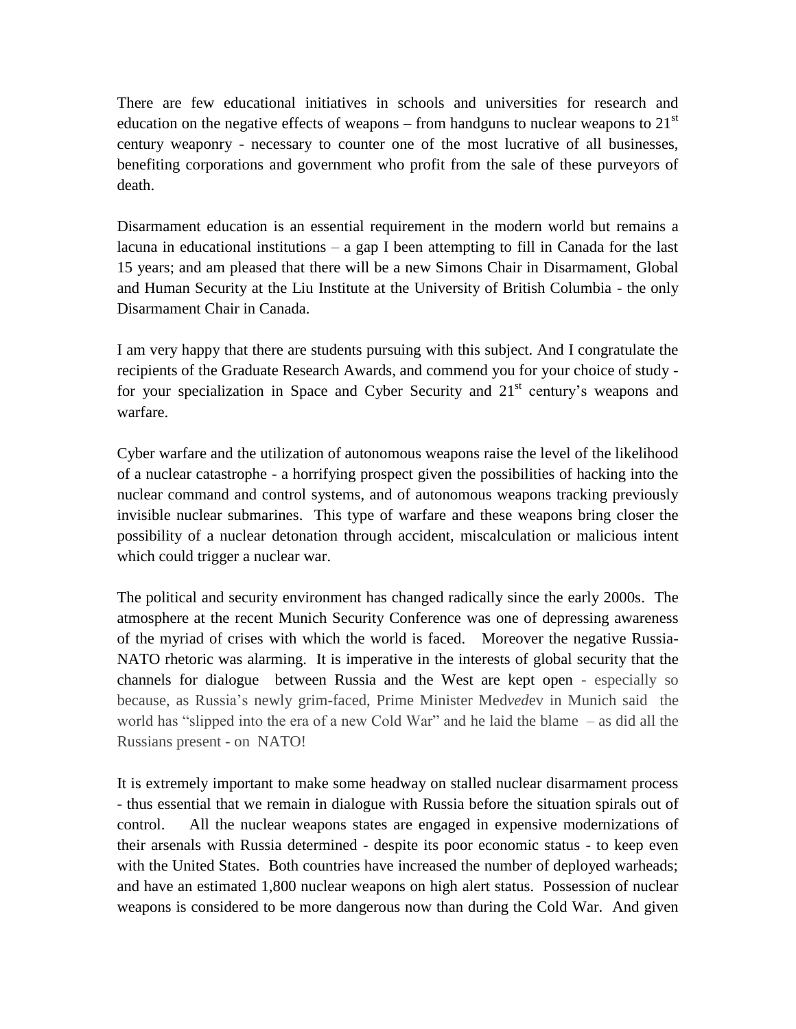There are few educational initiatives in schools and universities for research and education on the negative effects of weapons – from handguns to nuclear weapons to 21st century weaponry - necessary to counter one of the most lucrative of all businesses, benefiting corporations and government who profit from the sale of these purveyors of death.

Disarmament education is an essential requirement in the modern world but remains a lacuna in educational institutions – a gap I been attempting to fill in Canada for the last 15 years; and am pleased that there will be a new Simons Chair in Disarmament, Global and Human Security at the Liu Institute at the University of British Columbia - the only Disarmament Chair in Canada.

I am very happy that there are students pursuing with this subject. And I congratulate the recipients of the Graduate Research Awards, and commend you for your choice of study - for your specialization in Space and Cyber Security and 21st century's weapons and warfare.

Cyber warfare and the utilization of autonomous weapons raise the level of the likelihood of a nuclear catastrophe - a horrifying prospect given the possibilities of hacking into the nuclear command and control systems, and of autonomous weapons tracking previously invisible nuclear submarines. This type of warfare and these weapons bring closer the possibility of a nuclear detonation through accident, miscalculation or malicious intent which could trigger a nuclear war.

The political and security environment has changed radically since the early 2000s. The atmosphere at the recent Munich Security Conference was one of depressing awareness of the myriad of crises with which the world is faced. Moreover the negative Russia-NATO rhetoric was alarming. It is imperative in the interests of global security that the channels for dialogue between Russia and the West are kept open - especially so because, as Russia's newly grim-faced, Prime Minister Med*ved*ev in Munich said the world has "slipped into the era of a new Cold War" and he laid the blame – as did all the Russians present - on NATO!

It is extremely important to make some headway on stalled nuclear disarmament process - thus essential that we remain in dialogue with Russia before the situation spirals out of control. All the nuclear weapons states are engaged in expensive modernizations of their arsenals with Russia determined - despite its poor economic status - to keep even with the United States. Both countries have increased the number of deployed warheads; and have an estimated 1,800 nuclear weapons on high alert status. Possession of nuclear weapons is considered to be more dangerous now than during the Cold War. And given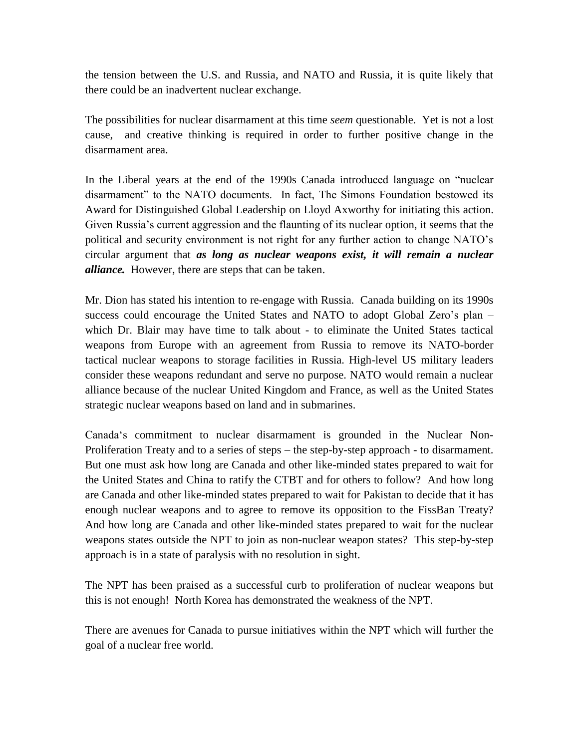the tension between the U.S. and Russia, and NATO and Russia, it is quite likely that there could be an inadvertent nuclear exchange.

The possibilities for nuclear disarmament at this time *seem* questionable. Yet is not a lost cause, and creative thinking is required in order to further positive change in the disarmament area.

In the Liberal years at the end of the 1990s Canada introduced language on "nuclear disarmament" to the NATO documents. In fact, The Simons Foundation bestowed its Award for Distinguished Global Leadership on Lloyd Axworthy for initiating this action. Given Russia's current aggression and the flaunting of its nuclear option, it seems that the political and security environment is not right for any further action to change NATO's circular argument that ***as long as nuclear weapons exist, it will remain a nuclear alliance.*** However, there are steps that can be taken.

Mr. Dion has stated his intention to re-engage with Russia. Canada building on its 1990s success could encourage the United States and NATO to adopt Global Zero's plan – which Dr. Blair may have time to talk about - to eliminate the United States tactical weapons from Europe with an agreement from Russia to remove its NATO-border tactical nuclear weapons to storage facilities in Russia. High-level US military leaders consider these weapons redundant and serve no purpose. NATO would remain a nuclear alliance because of the nuclear United Kingdom and France, as well as the United States strategic nuclear weapons based on land and in submarines.

Canada's commitment to nuclear disarmament is grounded in the Nuclear Non-Proliferation Treaty and to a series of steps – the step-by-step approach - to disarmament. But one must ask how long are Canada and other like-minded states prepared to wait for the United States and China to ratify the CTBT and for others to follow? And how long are Canada and other like-minded states prepared to wait for Pakistan to decide that it has enough nuclear weapons and to agree to remove its opposition to the FissBan Treaty? And how long are Canada and other like-minded states prepared to wait for the nuclear weapons states outside the NPT to join as non-nuclear weapon states? This step-by-step approach is in a state of paralysis with no resolution in sight.

The NPT has been praised as a successful curb to proliferation of nuclear weapons but this is not enough! North Korea has demonstrated the weakness of the NPT.

There are avenues for Canada to pursue initiatives within the NPT which will further the goal of a nuclear free world.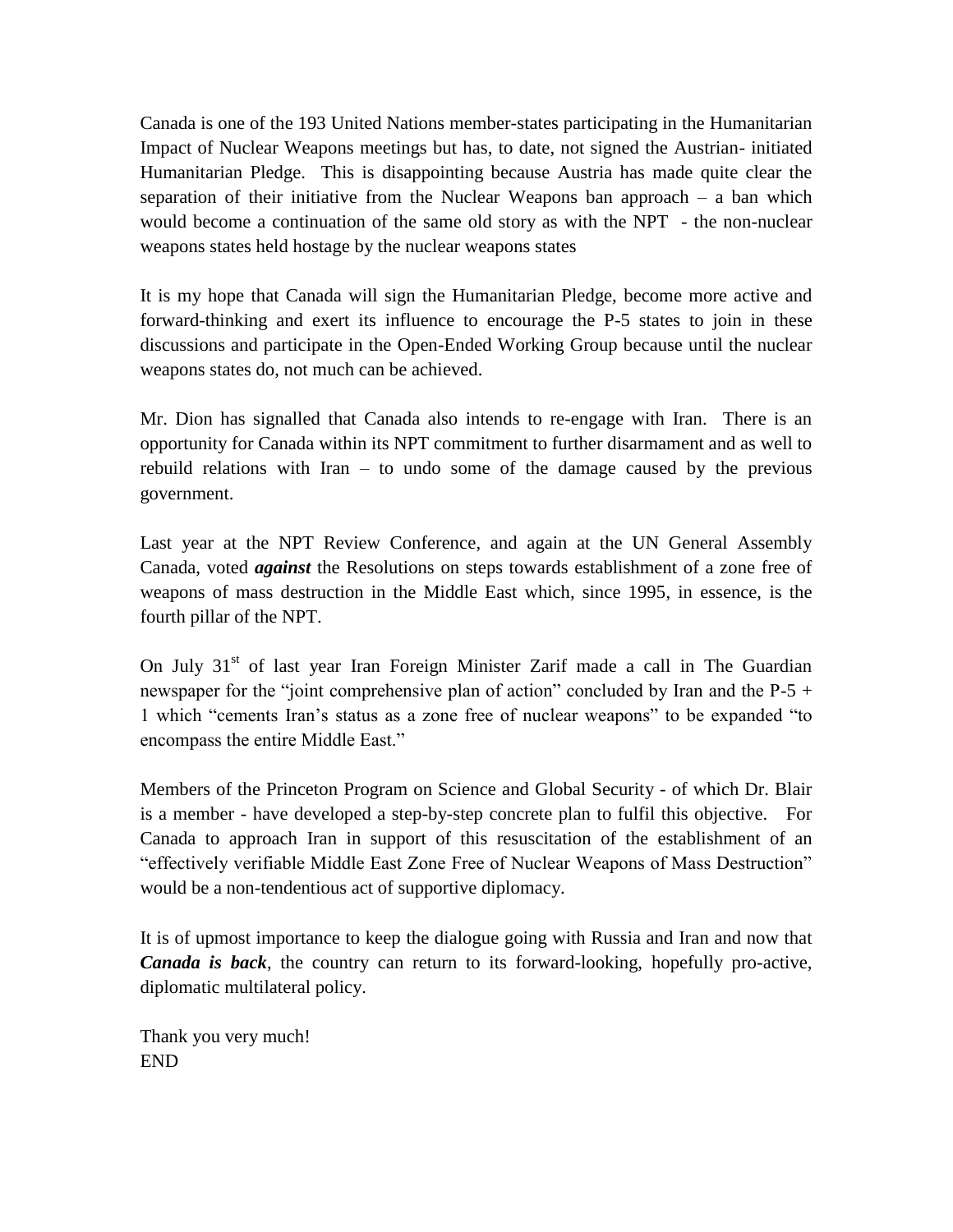Canada is one of the 193 United Nations member-states participating in the Humanitarian Impact of Nuclear Weapons meetings but has, to date, not signed the Austrian- initiated Humanitarian Pledge. This is disappointing because Austria has made quite clear the separation of their initiative from the Nuclear Weapons ban approach – a ban which would become a continuation of the same old story as with the NPT - the non-nuclear weapons states held hostage by the nuclear weapons states

It is my hope that Canada will sign the Humanitarian Pledge, become more active and forward-thinking and exert its influence to encourage the P-5 states to join in these discussions and participate in the Open-Ended Working Group because until the nuclear weapons states do, not much can be achieved.

Mr. Dion has signalled that Canada also intends to re-engage with Iran. There is an opportunity for Canada within its NPT commitment to further disarmament and as well to rebuild relations with Iran – to undo some of the damage caused by the previous government.

Last year at the NPT Review Conference, and again at the UN General Assembly Canada, voted ***against*** the Resolutions on steps towards establishment of a zone free of weapons of mass destruction in the Middle East which, since 1995, in essence, is the fourth pillar of the NPT.

On July 31st of last year Iran Foreign Minister Zarif made a call in The Guardian newspaper for the "joint comprehensive plan of action" concluded by Iran and the P-5 + 1 which "cements Iran's status as a zone free of nuclear weapons" to be expanded "to encompass the entire Middle East."

Members of the Princeton Program on Science and Global Security - of which Dr. Blair is a member - have developed a step-by-step concrete plan to fulfil this objective. For Canada to approach Iran in support of this resuscitation of the establishment of an "effectively verifiable Middle East Zone Free of Nuclear Weapons of Mass Destruction" would be a non-tendentious act of supportive diplomacy.

It is of upmost importance to keep the dialogue going with Russia and Iran and now that ***Canada is back***, the country can return to its forward-looking, hopefully pro-active, diplomatic multilateral policy.

Thank you very much!
END